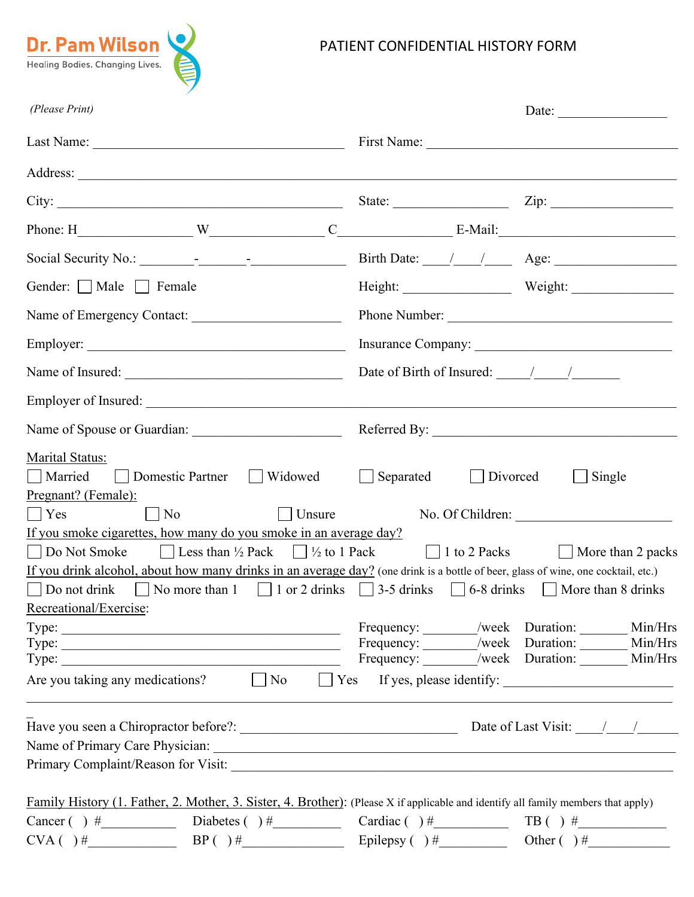Dr. Pam Wilson
Healing Bodies. Changing Lives.

# PATIENT CONFIDENTIAL HISTORY FORM

*(Please Print)* Date: ________________

Last Name: ______________________________ First Name: ______________________________

Address: ____________________________________________________________

City: ______________________________ State: ________________ Zip: ________________

Phone: H________________ W________________ C________________ E-Mail:________________________

Social Security No.: ________-_______-_____________ Birth Date: ____/____/____ Age: ________________

Gender: ☐ Male ☐ Female Height: ______________ Weight: ______________

Name of Emergency Contact: ____________________ Phone Number: ______________________________

Employer: ______________________________ Insurance Company: ______________________________

Name of Insured: ______________________________ Date of Birth of Insured: _____/_____/_______

Employer of Insured: ____________________________________________________________

Name of Spouse or Guardian: ____________________ Referred By: ______________________________

Marital Status:
☐ Married ☐ Domestic Partner ☐ Widowed ☐ Separated ☐ Divorced ☐ Single

Pregnant? (Female):
☐ Yes ☐ No ☐ Unsure No. Of Children: ______________________

If you smoke cigarettes, how many do you smoke in an average day?
☐ Do Not Smoke ☐ Less than ½ Pack ☐ ½ to 1 Pack ☐ 1 to 2 Packs ☐ More than 2 packs

If you drink alcohol, about how many drinks in an average day? (one drink is a bottle of beer, glass of wine, one cocktail, etc.)
☐ Do not drink ☐ No more than 1 ☐ 1 or 2 drinks ☐ 3-5 drinks ☐ 6-8 drinks ☐ More than 8 drinks

Recreational/Exercise:

Type: ______________________________ Frequency: _______/week Duration: _______ Min/Hrs
Type: ______________________________ Frequency: _______/week Duration: _______ Min/Hrs
Type: ______________________________ Frequency: _______/week Duration: _______ Min/Hrs

Are you taking any medications? ☐ No ☐ Yes If yes, please identify: ______________________
____________________________________________________________

Have you seen a Chiropractor before?: ______________________________ Date of Last Visit: ____/____/______

Name of Primary Care Physician: ______________________________________________________

Primary Complaint/Reason for Visit: ______________________________________________________

Family History (1. Father, 2. Mother, 3. Sister, 4. Brother): (Please X if applicable and identify all family members that apply)

Cancer ( ) #__________ Diabetes ( ) #__________ Cardiac ( ) #__________ TB ( ) #__________
CVA ( ) #__________ BP ( ) #__________ Epilepsy ( ) #__________ Other ( ) #__________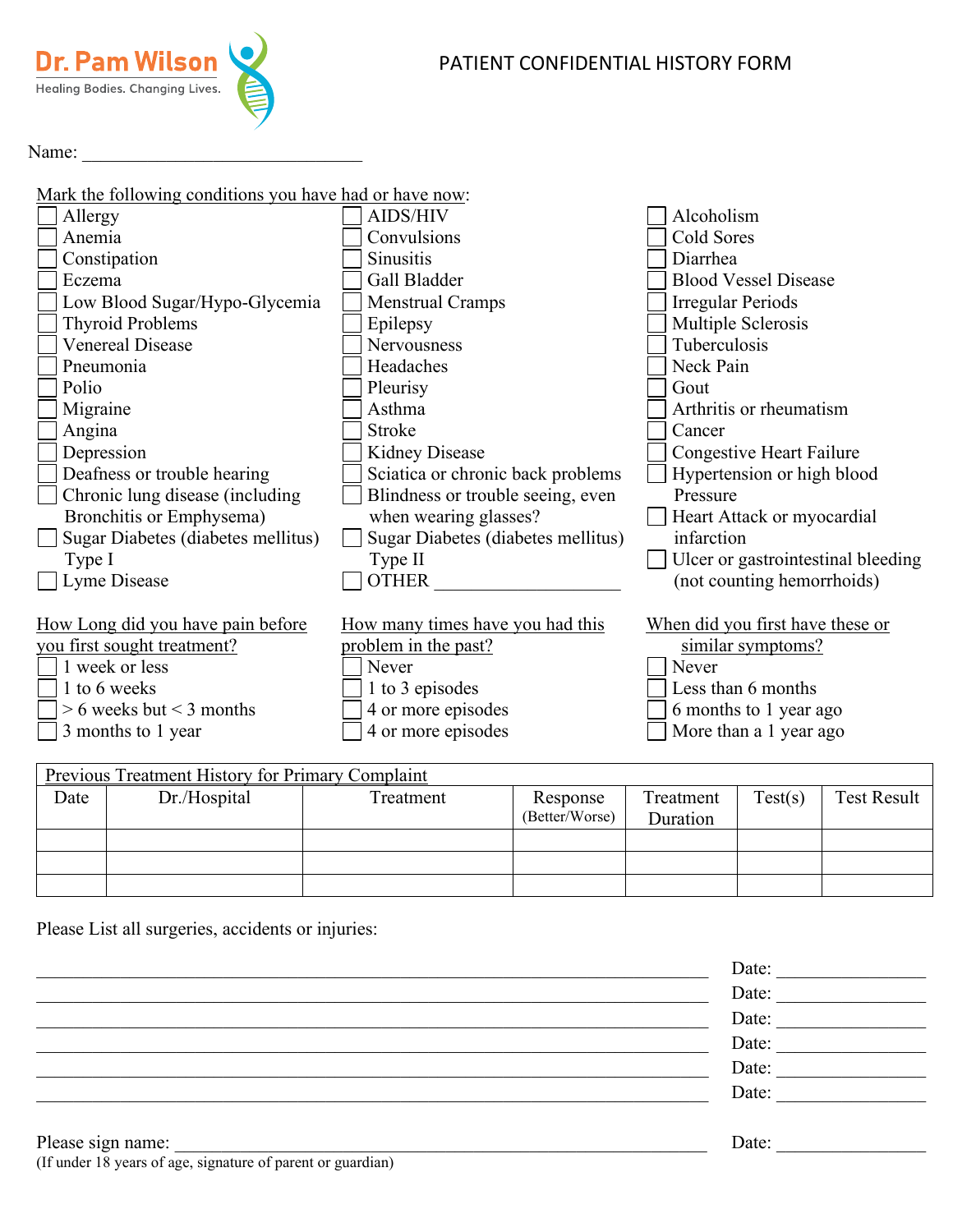Dr. Pam Wilson

Healing Bodies. Changing Lives.

# PATIENT CONFIDENTIAL HISTORY FORM

Name: ______________________________

Mark the following conditions you have had or have now:

- ☐ Allergy
- ☐ Anemia
- ☐ Constipation
- ☐ Eczema
- ☐ Low Blood Sugar/Hypo-Glycemia
- ☐ Thyroid Problems
- ☐ Venereal Disease
- ☐ Pneumonia
- ☐ Polio
- ☐ Migraine
- ☐ Angina
- ☐ Depression
- ☐ Deafness or trouble hearing
- ☐ Chronic lung disease (including Bronchitis or Emphysema)
- ☐ Sugar Diabetes (diabetes mellitus) Type I
- ☐ Lyme Disease
- ☐ AIDS/HIV
- ☐ Convulsions
- ☐ Sinusitis
- ☐ Gall Bladder
- ☐ Menstrual Cramps
- ☐ Epilepsy
- ☐ Nervousness
- ☐ Headaches
- ☐ Pleurisy
- ☐ Asthma
- ☐ Stroke
- ☐ Kidney Disease
- ☐ Sciatica or chronic back problems
- ☐ Blindness or trouble seeing, even when wearing glasses?
- ☐ Sugar Diabetes (diabetes mellitus) Type II
- ☐ OTHER ____________________
- ☐ Alcoholism
- ☐ Cold Sores
- ☐ Diarrhea
- ☐ Blood Vessel Disease
- ☐ Irregular Periods
- ☐ Multiple Sclerosis
- ☐ Tuberculosis
- ☐ Neck Pain
- ☐ Gout
- ☐ Arthritis or rheumatism
- ☐ Cancer
- ☐ Congestive Heart Failure
- ☐ Hypertension or high blood Pressure
- ☐ Heart Attack or myocardial infarction
- ☐ Ulcer or gastrointestinal bleeding (not counting hemorrhoids)

How Long did you have pain before you first sought treatment?

- ☐ 1 week or less
- ☐ 1 to 6 weeks
- ☐ > 6 weeks but < 3 months
- ☐ 3 months to 1 year

How many times have you had this problem in the past?

- ☐ Never
- ☐ 1 to 3 episodes
- ☐ 4 or more episodes
- ☐ 4 or more episodes

When did you first have these or similar symptoms?

- ☐ Never
- ☐ Less than 6 months
- ☐ 6 months to 1 year ago
- ☐ More than a 1 year ago

Previous Treatment History for Primary Complaint

| Date | Dr./Hospital | Treatment | Response (Better/Worse) | Treatment Duration | Test(s) | Test Result |
|---|---|---|---|---|---|---|
| | | | | | | |
| | | | | | | |
| | | | | | | |

Please List all surgeries, accidents or injuries:

______________________________________________ Date: ____________

______________________________________________ Date: ____________

______________________________________________ Date: ____________

______________________________________________ Date: ____________

______________________________________________ Date: ____________

______________________________________________ Date: ____________

Please sign name: ______________________________________ Date: ____________

(If under 18 years of age, signature of parent or guardian)